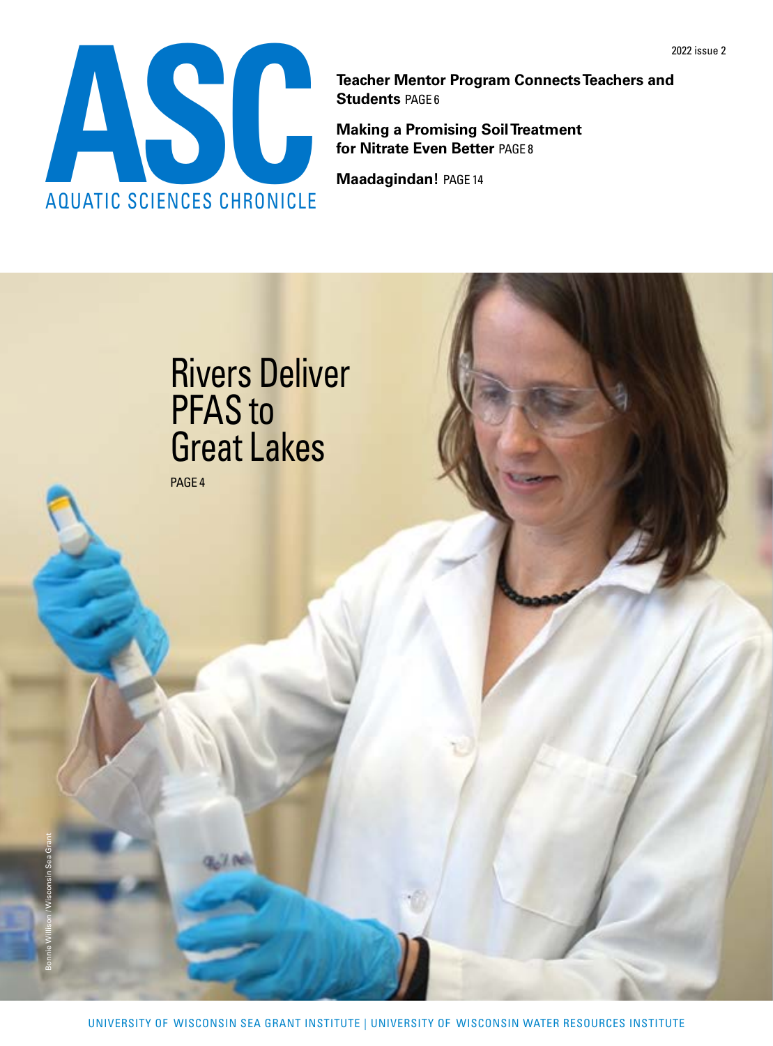2022 issue 2

# ASC

AQUATIC SCIENCES CHRONICLE

**Teacher Mentor Program Connects Teachers and Students** PAGE 6

**Making a Promising Soil Treatment for Nitrate Even Better** PAGE 8

**Maadagindan!** PAGE 14

## Rivers Deliver PFAS to Great Lakes

PAGE 4

Bonnie Willison / Wisconsin Sea Grant

UNIVERSITY OF WISCONSIN SEA GRANT INSTITUTE | UNIVERSITY OF WISCONSIN WATER RESOURCES INSTITUTE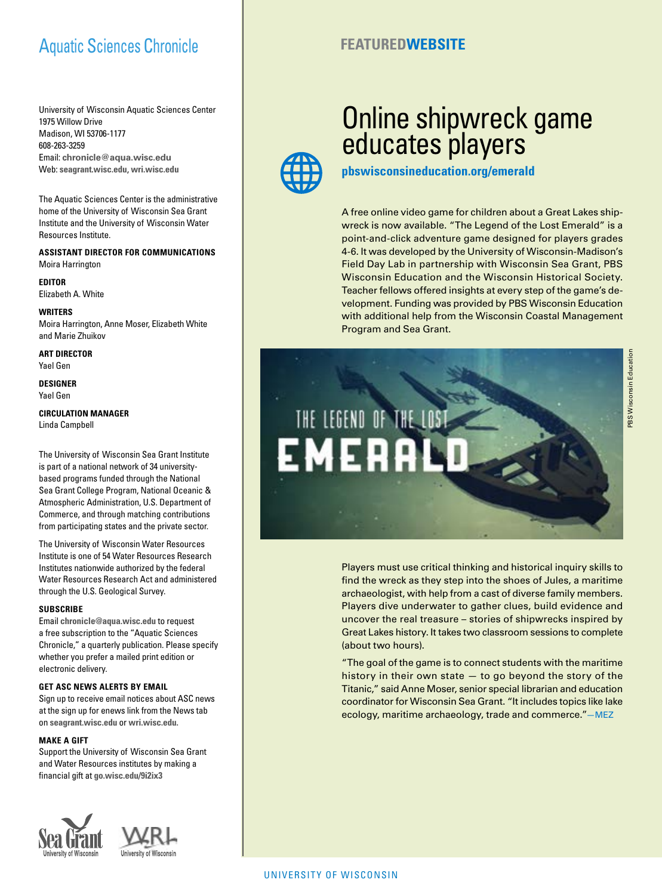# Aquatic Sciences Chronicle

University of Wisconsin Aquatic Sciences Center
1975 Willow Drive
Madison, WI 53706-1177
608-263-3259
Email: **chronicle@aqua.wisc.edu**
Web: **seagrant.wisc.edu, wri.wisc.edu**

The Aquatic Sciences Center is the administrative home of the University of Wisconsin Sea Grant Institute and the University of Wisconsin Water Resources Institute.

**ASSISTANT DIRECTOR FOR COMMUNICATIONS**
Moira Harrington

**EDITOR**
Elizabeth A. White

**WRITERS**
Moira Harrington, Anne Moser, Elizabeth White and Marie Zhuikov

**ART DIRECTOR**
Yael Gen

**DESIGNER**
Yael Gen

**CIRCULATION MANAGER**
Linda Campbell

The University of Wisconsin Sea Grant Institute is part of a national network of 34 university-based programs funded through the National Sea Grant College Program, National Oceanic & Atmospheric Administration, U.S. Department of Commerce, and through matching contributions from participating states and the private sector.

The University of Wisconsin Water Resources Institute is one of 54 Water Resources Research Institutes nationwide authorized by the federal Water Resources Research Act and administered through the U.S. Geological Survey.

**SUBSCRIBE**
Email **chronicle@aqua.wisc.edu** to request a free subscription to the "Aquatic Sciences Chronicle," a quarterly publication. Please specify whether you prefer a mailed print edition or electronic delivery.

**GET ASC NEWS ALERTS BY EMAIL**
Sign up to receive email notices about ASC news at the sign up for enews link from the News tab on **seagrant.wisc.edu** or **wri.wisc.edu**.

**MAKE A GIFT**
Support the University of Wisconsin Sea Grant and Water Resources institutes by making a financial gift at **go.wisc.edu/9i2ix3**

**FEATURED WEBSITE**

# Online shipwreck game educates players

**pbswisconsineducation.org/emerald**

A free online video game for children about a Great Lakes shipwreck is now available. "The Legend of the Lost Emerald" is a point-and-click adventure game designed for players grades 4-6. It was developed by the University of Wisconsin-Madison's Field Day Lab in partnership with Wisconsin Sea Grant, PBS Wisconsin Education and the Wisconsin Historical Society. Teacher fellows offered insights at every step of the game's development. Funding was provided by PBS Wisconsin Education with additional help from the Wisconsin Coastal Management Program and Sea Grant.

PBS Wisconsin Education

Players must use critical thinking and historical inquiry skills to find the wreck as they step into the shoes of Jules, a maritime archaeologist, with help from a cast of diverse family members. Players dive underwater to gather clues, build evidence and uncover the real treasure – stories of shipwrecks inspired by Great Lakes history. It takes two classroom sessions to complete (about two hours).

"The goal of the game is to connect students with the maritime history in their own state — to go beyond the story of the Titanic," said Anne Moser, senior special librarian and education coordinator for Wisconsin Sea Grant. "It includes topics like lake ecology, maritime archaeology, trade and commerce."—MEZ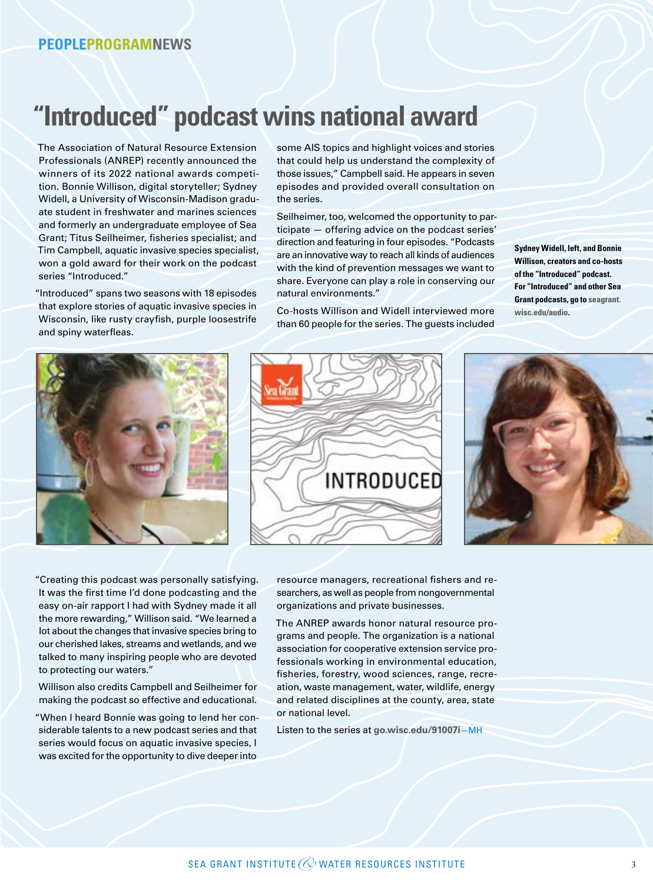PEOPLEPROGRAMNEWS

# "Introduced" podcast wins national award

The Association of Natural Resource Extension Professionals (ANREP) recently announced the winners of its 2022 national awards competition. Bonnie Willison, digital storyteller; Sydney Widell, a University of Wisconsin-Madison graduate student in freshwater and marines sciences and formerly an undergraduate employee of Sea Grant; Titus Seilheimer, fisheries specialist; and Tim Campbell, aquatic invasive species specialist, won a gold award for their work on the podcast series "Introduced."

"Introduced" spans two seasons with 18 episodes that explore stories of aquatic invasive species in Wisconsin, like rusty crayfish, purple loosestrife and spiny waterfleas.

"Creating this podcast was personally satisfying. It was the first time I'd done podcasting and the easy on-air rapport I had with Sydney made it all the more rewarding," Willison said. "We learned a lot about the changes that invasive species bring to our cherished lakes, streams and wetlands, and we talked to many inspiring people who are devoted to protecting our waters."

Willison also credits Campbell and Seilheimer for making the podcast so effective and educational.

"When I heard Bonnie was going to lend her considerable talents to a new podcast series and that series would focus on aquatic invasive species, I was excited for the opportunity to dive deeper into some AIS topics and highlight voices and stories that could help us understand the complexity of those issues," Campbell said. He appears in seven episodes and provided overall consultation on the series.

Seilheimer, too, welcomed the opportunity to participate — offering advice on the podcast series' direction and featuring in four episodes. "Podcasts are an innovative way to reach all kinds of audiences with the kind of prevention messages we want to share. Everyone can play a role in conserving our natural environments."

Co-hosts Willison and Widell interviewed more than 60 people for the series. The guests included resource managers, recreational fishers and researchers, as well as people from nongovernmental organizations and private businesses.

The ANREP awards honor natural resource programs and people. The organization is a national association for cooperative extension service professionals working in environmental education, fisheries, forestry, wood sciences, range, recreation, waste management, water, wildlife, energy and related disciplines at the county, area, state or national level.

Listen to the series at **go.wisc.edu/91007i**—MH

**Sydney Widell, left, and Bonnie Willison, creators and co-hosts of the "Introduced" podcast. For "Introduced" and other Sea Grant podcasts, go to seagrant.wisc.edu/audio.**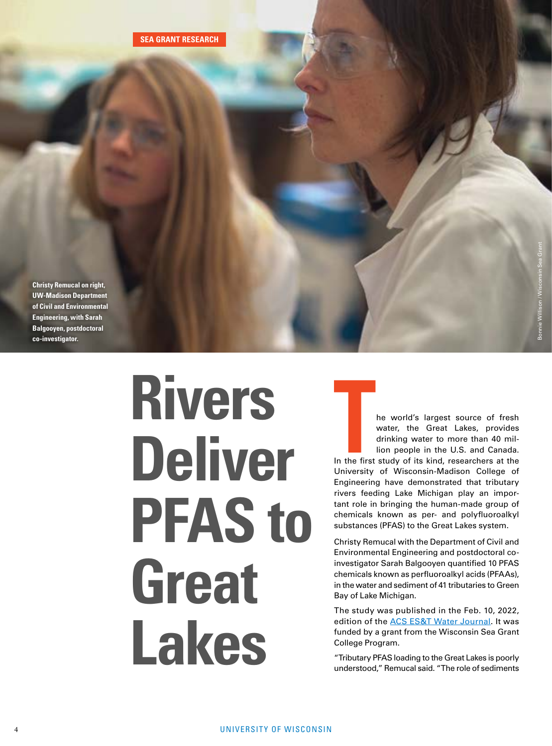SEA GRANT RESEARCH

Christy Remucal on right, UW-Madison Department of Civil and Environmental Engineering, with Sarah Balgooyen, postdoctoral co-investigator.

Bonnie Willison / Wisconsin Sea Grant

# Rivers Deliver PFAS to Great Lakes

The world's largest source of fresh water, the Great Lakes, provides drinking water to more than 40 million people in the U.S. and Canada. In the first study of its kind, researchers at the University of Wisconsin-Madison College of Engineering have demonstrated that tributary rivers feeding Lake Michigan play an important role in bringing the human-made group of chemicals known as per- and polyfluoroalkyl substances (PFAS) to the Great Lakes system.

Christy Remucal with the Department of Civil and Environmental Engineering and postdoctoral co-investigator Sarah Balgooyen quantified 10 PFAS chemicals known as perfluoroalkyl acids (PFAAs), in the water and sediment of 41 tributaries to Green Bay of Lake Michigan.

The study was published in the Feb. 10, 2022, edition of the ACS ES&T Water Journal. It was funded by a grant from the Wisconsin Sea Grant College Program.

"Tributary PFAS loading to the Great Lakes is poorly understood," Remucal said. "The role of sediments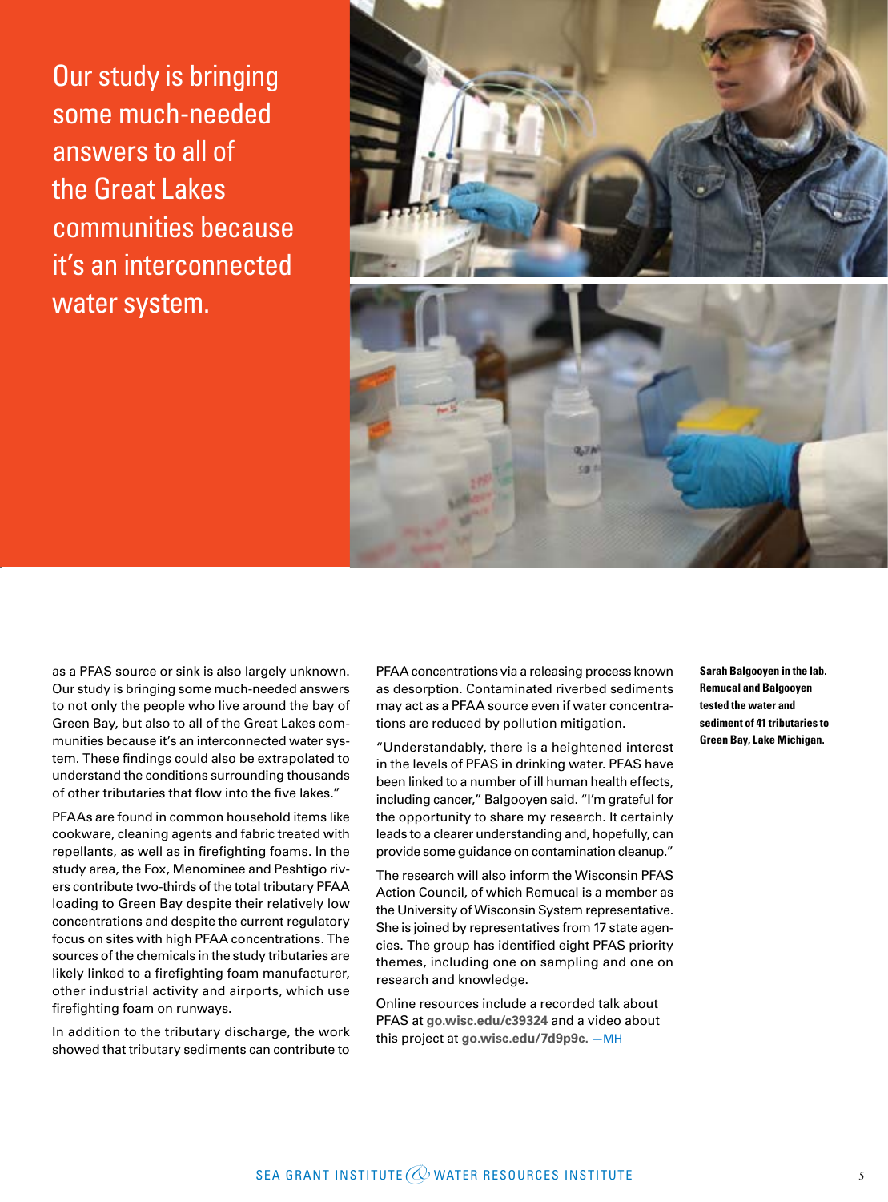Our study is bringing some much-needed answers to all of the Great Lakes communities because it's an interconnected water system.

as a PFAS source or sink is also largely unknown. Our study is bringing some much-needed answers to not only the people who live around the bay of Green Bay, but also to all of the Great Lakes communities because it's an interconnected water system. These findings could also be extrapolated to understand the conditions surrounding thousands of other tributaries that flow into the five lakes."

PFAAs are found in common household items like cookware, cleaning agents and fabric treated with repellants, as well as in firefighting foams. In the study area, the Fox, Menominee and Peshtigo rivers contribute two-thirds of the total tributary PFAA loading to Green Bay despite their relatively low concentrations and despite the current regulatory focus on sites with high PFAA concentrations. The sources of the chemicals in the study tributaries are likely linked to a firefighting foam manufacturer, other industrial activity and airports, which use firefighting foam on runways.

In addition to the tributary discharge, the work showed that tributary sediments can contribute to PFAA concentrations via a releasing process known as desorption. Contaminated riverbed sediments may act as a PFAA source even if water concentrations are reduced by pollution mitigation.

"Understandably, there is a heightened interest in the levels of PFAS in drinking water. PFAS have been linked to a number of ill human health effects, including cancer," Balgooyen said. "I'm grateful for the opportunity to share my research. It certainly leads to a clearer understanding and, hopefully, can provide some guidance on contamination cleanup."

The research will also inform the Wisconsin PFAS Action Council, of which Remucal is a member as the University of Wisconsin System representative. She is joined by representatives from 17 state agencies. The group has identified eight PFAS priority themes, including one on sampling and one on research and knowledge.

Online resources include a recorded talk about PFAS at **go.wisc.edu/c39324** and a video about this project at **go.wisc.edu/7d9p9c**. —MH

**Sarah Balgooyen in the lab. Remucal and Balgooyen tested the water and sediment of 41 tributaries to Green Bay, Lake Michigan.**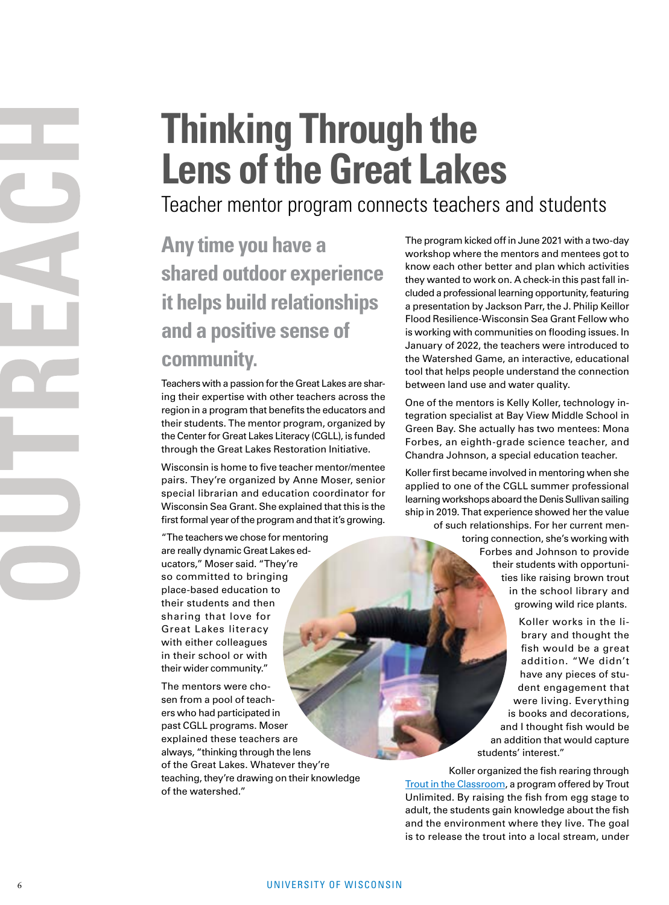# Thinking Through the Lens of the Great Lakes

## Teacher mentor program connects teachers and students

**Any time you have a shared outdoor experience it helps build relationships and a positive sense of community.**

Teachers with a passion for the Great Lakes are sharing their expertise with other teachers across the region in a program that benefits the educators and their students. The mentor program, organized by the Center for Great Lakes Literacy (CGLL), is funded through the Great Lakes Restoration Initiative.

Wisconsin is home to five teacher mentor/mentee pairs. They're organized by Anne Moser, senior special librarian and education coordinator for Wisconsin Sea Grant. She explained that this is the first formal year of the program and that it's growing.

"The teachers we chose for mentoring are really dynamic Great Lakes educators," Moser said. "They're so committed to bringing place-based education to their students and then sharing that love for Great Lakes literacy with either colleagues in their school or with their wider community."

The mentors were chosen from a pool of teachers who had participated in past CGLL programs. Moser explained these teachers are always, "thinking through the lens of the Great Lakes. Whatever they're teaching, they're drawing on their knowledge of the watershed."

The program kicked off in June 2021 with a two-day workshop where the mentors and mentees got to know each other better and plan which activities they wanted to work on. A check-in this past fall included a professional learning opportunity, featuring a presentation by Jackson Parr, the J. Philip Keillor Flood Resilience-Wisconsin Sea Grant Fellow who is working with communities on flooding issues. In January of 2022, the teachers were introduced to the Watershed Game, an interactive, educational tool that helps people understand the connection between land use and water quality.

One of the mentors is Kelly Koller, technology integration specialist at Bay View Middle School in Green Bay. She actually has two mentees: Mona Forbes, an eighth-grade science teacher, and Chandra Johnson, a special education teacher.

Koller first became involved in mentoring when she applied to one of the CGLL summer professional learning workshops aboard the Denis Sullivan sailing ship in 2019. That experience showed her the value of such relationships. For her current mentoring connection, she's working with Forbes and Johnson to provide their students with opportunities like raising brown trout in the school library and growing wild rice plants.

Koller works in the library and thought the fish would be a great addition. "We didn't have any pieces of student engagement that were living. Everything is books and decorations, and I thought fish would be an addition that would capture students' interest."

Koller organized the fish rearing through Trout in the Classroom, a program offered by Trout Unlimited. By raising the fish from egg stage to adult, the students gain knowledge about the fish and the environment where they live. The goal is to release the trout into a local stream, under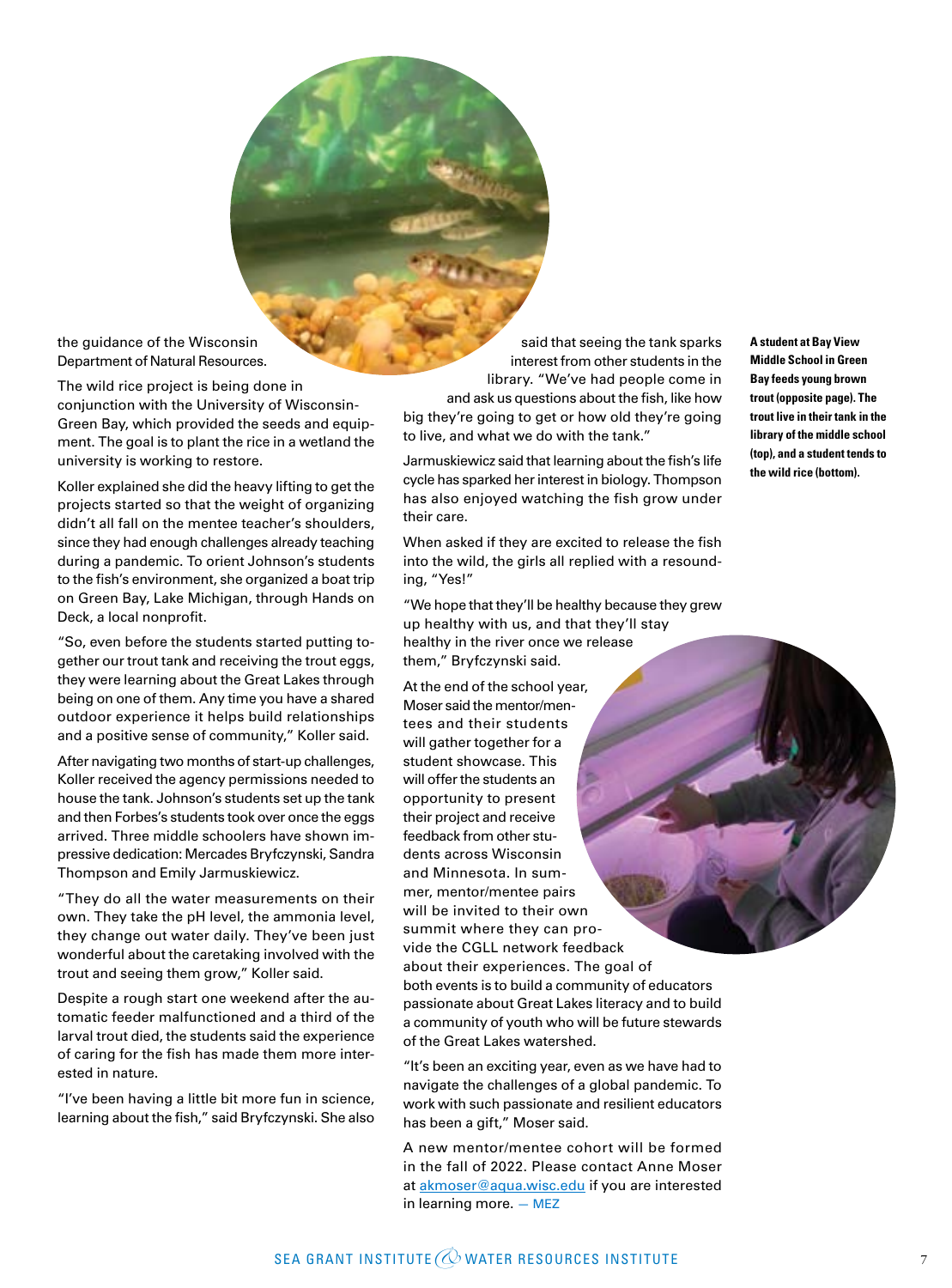the guidance of the Wisconsin Department of Natural Resources.

The wild rice project is being done in conjunction with the University of Wisconsin-Green Bay, which provided the seeds and equipment. The goal is to plant the rice in a wetland the university is working to restore.

Koller explained she did the heavy lifting to get the projects started so that the weight of organizing didn't all fall on the mentee teacher's shoulders, since they had enough challenges already teaching during a pandemic. To orient Johnson's students to the fish's environment, she organized a boat trip on Green Bay, Lake Michigan, through Hands on Deck, a local nonprofit.

"So, even before the students started putting together our trout tank and receiving the trout eggs, they were learning about the Great Lakes through being on one of them. Any time you have a shared outdoor experience it helps build relationships and a positive sense of community," Koller said.

After navigating two months of start-up challenges, Koller received the agency permissions needed to house the tank. Johnson's students set up the tank and then Forbes's students took over once the eggs arrived. Three middle schoolers have shown impressive dedication: Mercades Bryfczynski, Sandra Thompson and Emily Jarmuskiewicz.

"They do all the water measurements on their own. They take the pH level, the ammonia level, they change out water daily. They've been just wonderful about the caretaking involved with the trout and seeing them grow," Koller said.

Despite a rough start one weekend after the automatic feeder malfunctioned and a third of the larval trout died, the students said the experience of caring for the fish has made them more interested in nature.

"I've been having a little bit more fun in science, learning about the fish," said Bryfczynski. She also said that seeing the tank sparks interest from other students in the library. "We've had people come in and ask us questions about the fish, like how big they're going to get or how old they're going to live, and what we do with the tank."

Jarmuskiewicz said that learning about the fish's life cycle has sparked her interest in biology. Thompson has also enjoyed watching the fish grow under their care.

When asked if they are excited to release the fish into the wild, the girls all replied with a resounding, "Yes!"

"We hope that they'll be healthy because they grew up healthy with us, and that they'll stay healthy in the river once we release them," Bryfczynski said.

At the end of the school year, Moser said the mentor/mentees and their students will gather together for a student showcase. This will offer the students an opportunity to present their project and receive feedback from other students across Wisconsin and Minnesota. In summer, mentor/mentee pairs will be invited to their own summit where they can provide the CGLL network feedback about their experiences. The goal of both events is to build a community of educators passionate about Great Lakes literacy and to build a community of youth who will be future stewards of the Great Lakes watershed.

"It's been an exciting year, even as we have had to navigate the challenges of a global pandemic. To work with such passionate and resilient educators has been a gift," Moser said.

A new mentor/mentee cohort will be formed in the fall of 2022. Please contact Anne Moser at akmoser@aqua.wisc.edu if you are interested in learning more. — MEZ

**A student at Bay View Middle School in Green Bay feeds young brown trout (opposite page). The trout live in their tank in the library of the middle school (top), and a student tends to the wild rice (bottom).**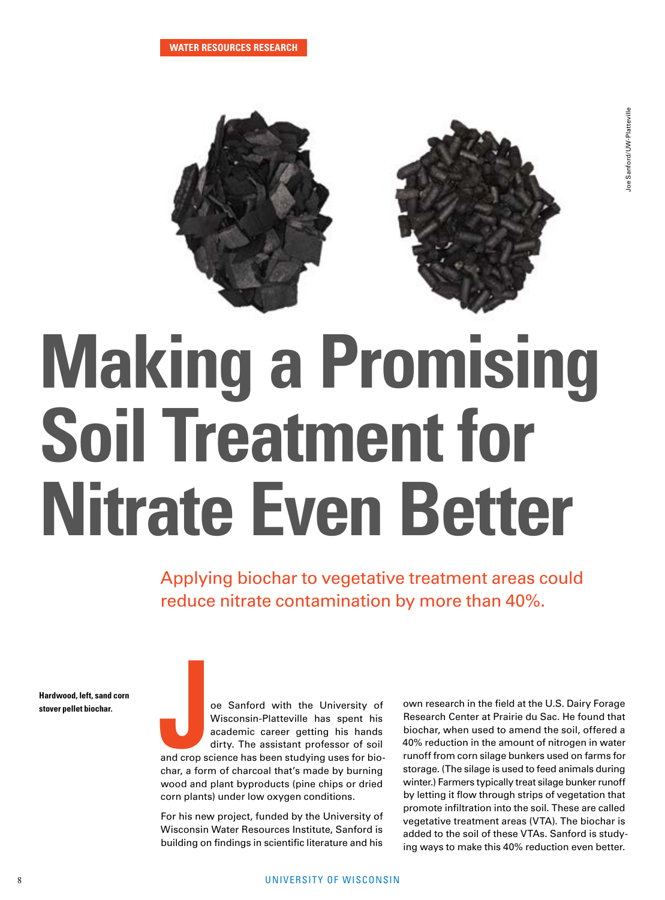WATER RESOURCES RESEARCH

Joe Sanford/UW-Platteville

# Making a Promising Soil Treatment for Nitrate Even Better

## Applying biochar to vegetative treatment areas could reduce nitrate contamination by more than 40%.

**Hardwood, left, sand corn stover pellet biochar.**

Joe Sanford with the University of Wisconsin-Platteville has spent his academic career getting his hands dirty. The assistant professor of soil and crop science has been studying uses for biochar, a form of charcoal that's made by burning wood and plant byproducts (pine chips or dried corn plants) under low oxygen conditions.

For his new project, funded by the University of Wisconsin Water Resources Institute, Sanford is building on findings in scientific literature and his own research in the field at the U.S. Dairy Forage Research Center at Prairie du Sac. He found that biochar, when used to amend the soil, offered a 40% reduction in the amount of nitrogen in water runoff from corn silage bunkers used on farms for storage. (The silage is used to feed animals during winter.) Farmers typically treat silage bunker runoff by letting it flow through strips of vegetation that promote infiltration into the soil. These are called vegetative treatment areas (VTA). The biochar is added to the soil of these VTAs. Sanford is studying ways to make this 40% reduction even better.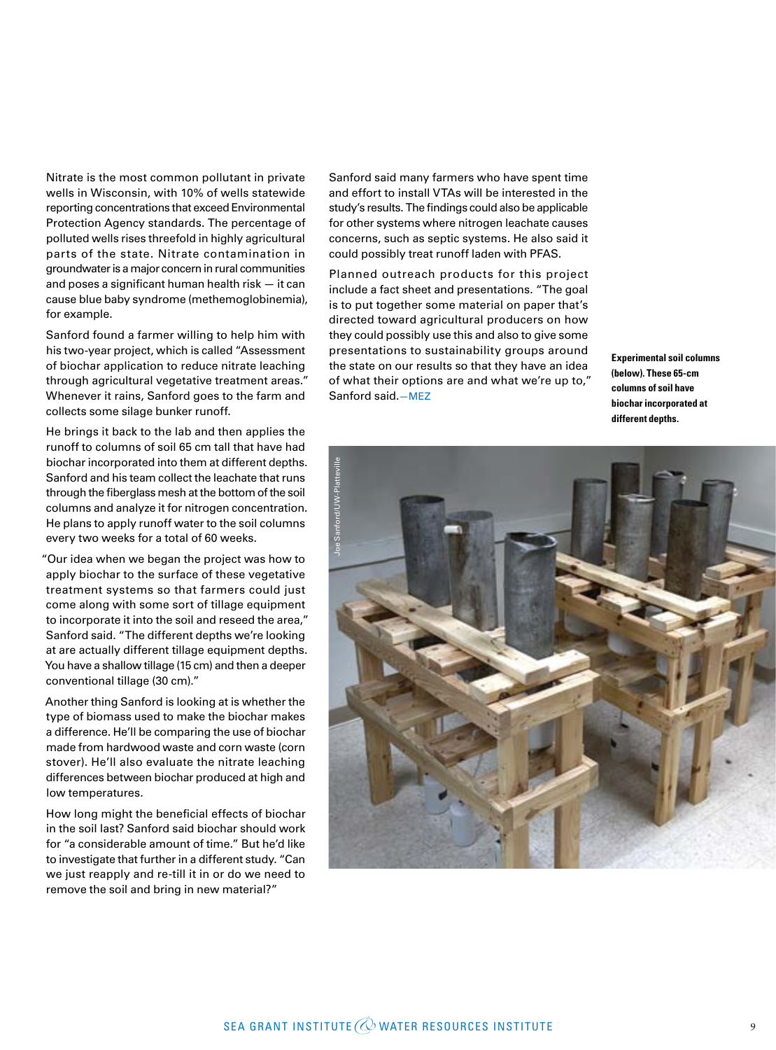Nitrate is the most common pollutant in private wells in Wisconsin, with 10% of wells statewide reporting concentrations that exceed Environmental Protection Agency standards. The percentage of polluted wells rises threefold in highly agricultural parts of the state. Nitrate contamination in groundwater is a major concern in rural communities and poses a significant human health risk — it can cause blue baby syndrome (methemoglobinemia), for example.

Sanford found a farmer willing to help him with his two-year project, which is called "Assessment of biochar application to reduce nitrate leaching through agricultural vegetative treatment areas." Whenever it rains, Sanford goes to the farm and collects some silage bunker runoff.

He brings it back to the lab and then applies the runoff to columns of soil 65 cm tall that have had biochar incorporated into them at different depths. Sanford and his team collect the leachate that runs through the fiberglass mesh at the bottom of the soil columns and analyze it for nitrogen concentration. He plans to apply runoff water to the soil columns every two weeks for a total of 60 weeks.

"Our idea when we began the project was how to apply biochar to the surface of these vegetative treatment systems so that farmers could just come along with some sort of tillage equipment to incorporate it into the soil and reseed the area," Sanford said. "The different depths we're looking at are actually different tillage equipment depths. You have a shallow tillage (15 cm) and then a deeper conventional tillage (30 cm)."

Another thing Sanford is looking at is whether the type of biomass used to make the biochar makes a difference. He'll be comparing the use of biochar made from hardwood waste and corn waste (corn stover). He'll also evaluate the nitrate leaching differences between biochar produced at high and low temperatures.

How long might the beneficial effects of biochar in the soil last? Sanford said biochar should work for "a considerable amount of time." But he'd like to investigate that further in a different study. "Can we just reapply and re-till it in or do we need to remove the soil and bring in new material?"

Sanford said many farmers who have spent time and effort to install VTAs will be interested in the study's results. The findings could also be applicable for other systems where nitrogen leachate causes concerns, such as septic systems. He also said it could possibly treat runoff laden with PFAS.

Planned outreach products for this project include a fact sheet and presentations. "The goal is to put together some material on paper that's directed toward agricultural producers on how they could possibly use this and also to give some presentations to sustainability groups around the state on our results so that they have an idea of what their options are and what we're up to," Sanford said.—MEZ

**Experimental soil columns (below). These 65-cm columns of soil have biochar incorporated at different depths.**

Joe Sanford/UW-Platteville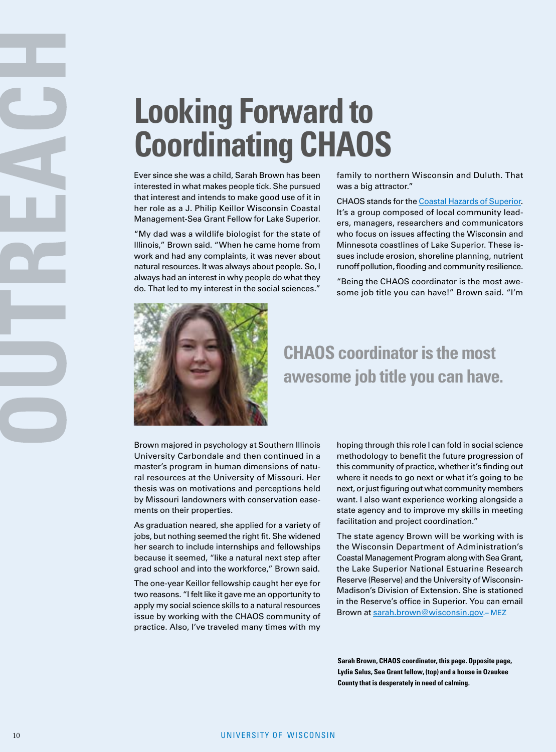OUTREACH

# Looking Forward to Coordinating CHAOS

Ever since she was a child, Sarah Brown has been interested in what makes people tick. She pursued that interest and intends to make good use of it in her role as a J. Philip Keillor Wisconsin Coastal Management-Sea Grant Fellow for Lake Superior.

"My dad was a wildlife biologist for the state of Illinois," Brown said. "When he came home from work and had any complaints, it was never about natural resources. It was always about people. So, I always had an interest in why people do what they do. That led to my interest in the social sciences."

Brown majored in psychology at Southern Illinois University Carbondale and then continued in a master's program in human dimensions of natural resources at the University of Missouri. Her thesis was on motivations and perceptions held by Missouri landowners with conservation easements on their properties.

As graduation neared, she applied for a variety of jobs, but nothing seemed the right fit. She widened her search to include internships and fellowships because it seemed, "like a natural next step after grad school and into the workforce," Brown said.

The one-year Keillor fellowship caught her eye for two reasons. "I felt like it gave me an opportunity to apply my social science skills to a natural resources issue by working with the CHAOS community of practice. Also, I've traveled many times with my family to northern Wisconsin and Duluth. That was a big attractor."

CHAOS stands for the [Coastal Hazards of Superior](). It's a group composed of local community leaders, managers, researchers and communicators who focus on issues affecting the Wisconsin and Minnesota coastlines of Lake Superior. These issues include erosion, shoreline planning, nutrient runoff pollution, flooding and community resilience.

"Being the CHAOS coordinator is the most awesome job title you can have!" Brown said. "I'm hoping through this role I can fold in social science methodology to benefit the future progression of this community of practice, whether it's finding out where it needs to go next or what it's going to be next, or just figuring out what community members want. I also want experience working alongside a state agency and to improve my skills in meeting facilitation and project coordination."

## CHAOS coordinator is the most awesome job title you can have.

The state agency Brown will be working with is the Wisconsin Department of Administration's Coastal Management Program along with Sea Grant, the Lake Superior National Estuarine Research Reserve (Reserve) and the University of Wisconsin-Madison's Division of Extension. She is stationed in the Reserve's office in Superior. You can email Brown at [sarah.brown@wisconsin.gov](mailto:sarah.brown@wisconsin.gov). – MEZ

**Sarah Brown, CHAOS coordinator, this page. Opposite page, Lydia Salus, Sea Grant fellow, (top) and a house in Ozaukee County that is desperately in need of calming.**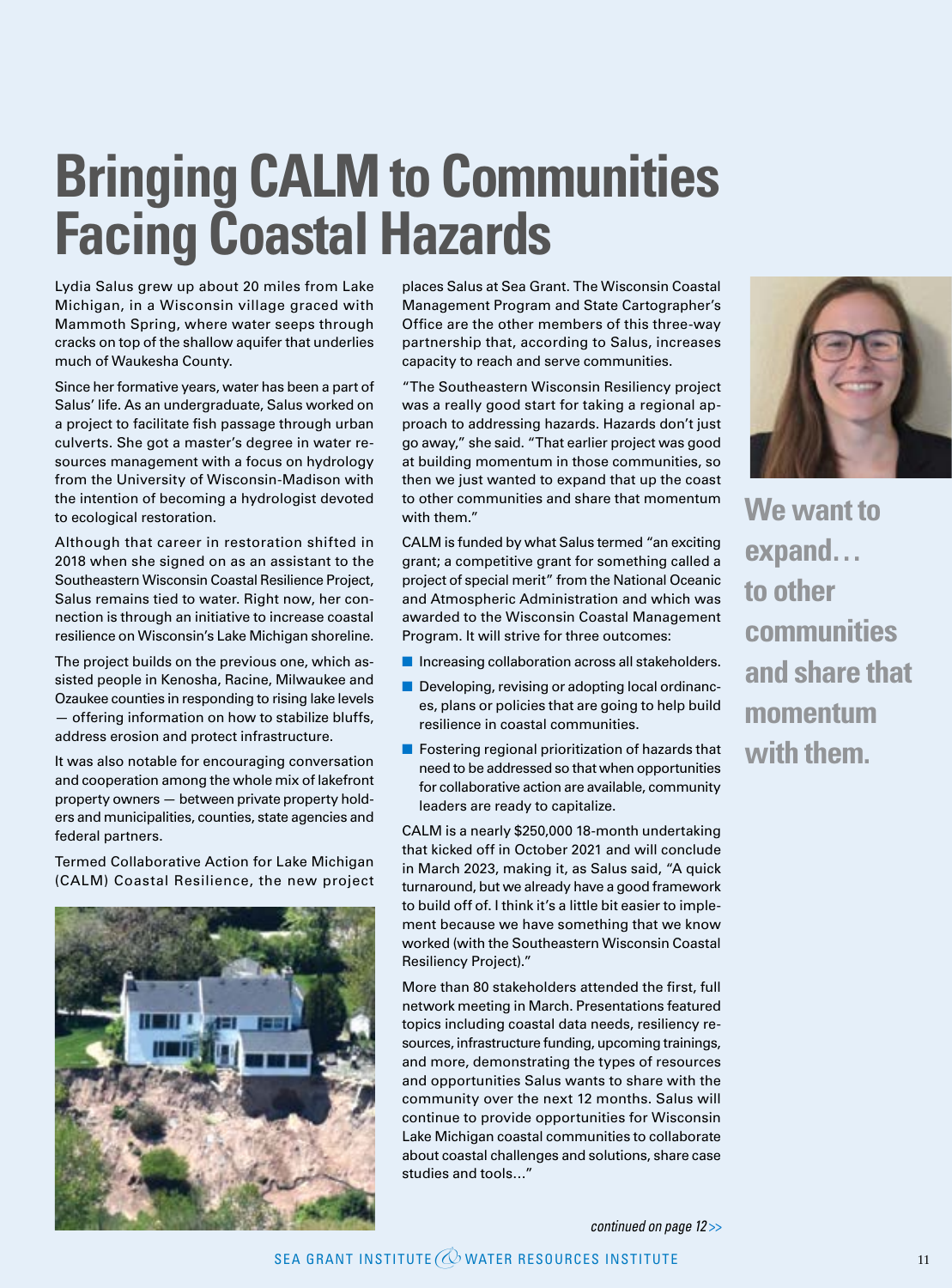# Bringing CALM to Communities Facing Coastal Hazards

Lydia Salus grew up about 20 miles from Lake Michigan, in a Wisconsin village graced with Mammoth Spring, where water seeps through cracks on top of the shallow aquifer that underlies much of Waukesha County.

Since her formative years, water has been a part of Salus' life. As an undergraduate, Salus worked on a project to facilitate fish passage through urban culverts. She got a master's degree in water resources management with a focus on hydrology from the University of Wisconsin-Madison with the intention of becoming a hydrologist devoted to ecological restoration.

Although that career in restoration shifted in 2018 when she signed on as an assistant to the Southeastern Wisconsin Coastal Resilience Project, Salus remains tied to water. Right now, her connection is through an initiative to increase coastal resilience on Wisconsin's Lake Michigan shoreline.

The project builds on the previous one, which assisted people in Kenosha, Racine, Milwaukee and Ozaukee counties in responding to rising lake levels — offering information on how to stabilize bluffs, address erosion and protect infrastructure.

It was also notable for encouraging conversation and cooperation among the whole mix of lakefront property owners — between private property holders and municipalities, counties, state agencies and federal partners.

Termed Collaborative Action for Lake Michigan (CALM) Coastal Resilience, the new project places Salus at Sea Grant. The Wisconsin Coastal Management Program and State Cartographer's Office are the other members of this three-way partnership that, according to Salus, increases capacity to reach and serve communities.

"The Southeastern Wisconsin Resiliency project was a really good start for taking a regional approach to addressing hazards. Hazards don't just go away," she said. "That earlier project was good at building momentum in those communities, so then we just wanted to expand that up the coast to other communities and share that momentum with them."

**We want to expand… to other communities and share that momentum with them.**

CALM is funded by what Salus termed "an exciting grant; a competitive grant for something called a project of special merit" from the National Oceanic and Atmospheric Administration and which was awarded to the Wisconsin Coastal Management Program. It will strive for three outcomes:

- Increasing collaboration across all stakeholders.
- Developing, revising or adopting local ordinances, plans or policies that are going to help build resilience in coastal communities.
- Fostering regional prioritization of hazards that need to be addressed so that when opportunities for collaborative action are available, community leaders are ready to capitalize.

CALM is a nearly $250,000 18-month undertaking that kicked off in October 2021 and will conclude in March 2023, making it, as Salus said, "A quick turnaround, but we already have a good framework to build off of. I think it's a little bit easier to implement because we have something that we know worked (with the Southeastern Wisconsin Coastal Resiliency Project)."

More than 80 stakeholders attended the first, full network meeting in March. Presentations featured topics including coastal data needs, resiliency resources, infrastructure funding, upcoming trainings, and more, demonstrating the types of resources and opportunities Salus wants to share with the community over the next 12 months. Salus will continue to provide opportunities for Wisconsin Lake Michigan coastal communities to collaborate about coastal challenges and solutions, share case studies and tools…"

*continued on page 12>>*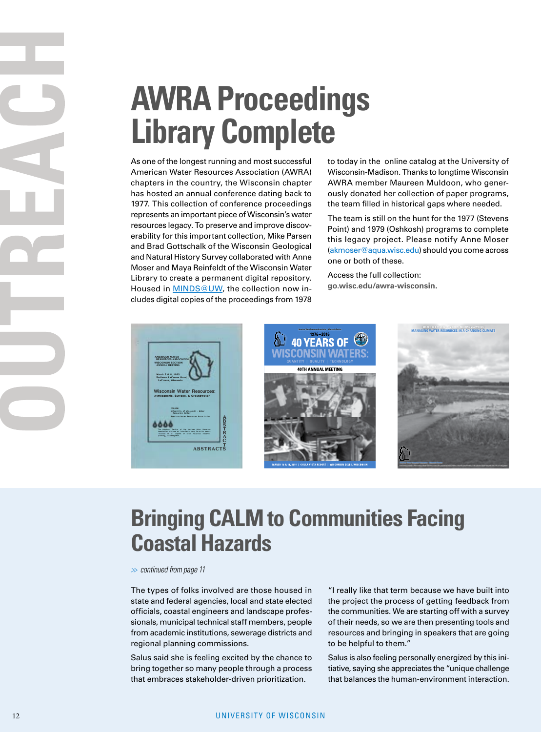OUTREACH

# AWRA Proceedings Library Complete

As one of the longest running and most successful American Water Resources Association (AWRA) chapters in the country, the Wisconsin chapter has hosted an annual conference dating back to 1977. This collection of conference proceedings represents an important piece of Wisconsin's water resources legacy. To preserve and improve discoverability for this important collection, Mike Parsen and Brad Gottschalk of the Wisconsin Geological and Natural History Survey collaborated with Anne Moser and Maya Reinfeldt of the Wisconsin Water Library to create a permanent digital repository. Housed in MINDS@UW, the collection now includes digital copies of the proceedings from 1978 to today in the online catalog at the University of Wisconsin-Madison. Thanks to longtime Wisconsin AWRA member Maureen Muldoon, who generously donated her collection of paper programs, the team filled in historical gaps where needed.

The team is still on the hunt for the 1977 (Stevens Point) and 1979 (Oshkosh) programs to complete this legacy project. Please notify Anne Moser (akmoser@aqua.wisc.edu) should you come across one or both of these.

Access the full collection:
**go.wisc.edu/awra-wisconsin**.

# Bringing CALM to Communities Facing Coastal Hazards

*continued from page 11*

The types of folks involved are those housed in state and federal agencies, local and state elected officials, coastal engineers and landscape professionals, municipal technical staff members, people from academic institutions, sewerage districts and regional planning commissions.

Salus said she is feeling excited by the chance to bring together so many people through a process that embraces stakeholder-driven prioritization.

"I really like that term because we have built into the project the process of getting feedback from the communities. We are starting off with a survey of their needs, so we are then presenting tools and resources and bringing in speakers that are going to be helpful to them."

Salus is also feeling personally energized by this initiative, saying she appreciates the "unique challenge that balances the human-environment interaction.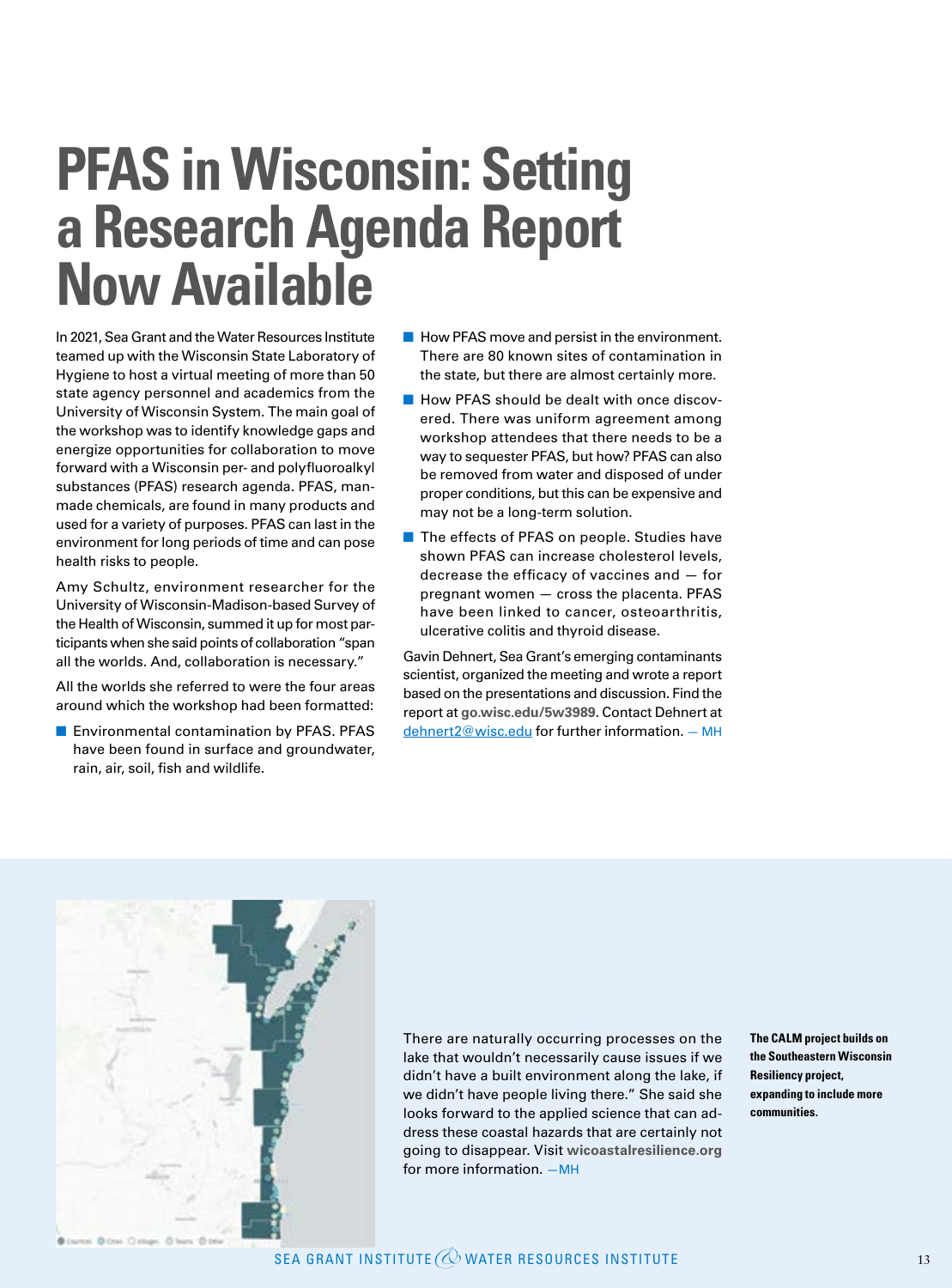# PFAS in Wisconsin: Setting a Research Agenda Report Now Available

In 2021, Sea Grant and the Water Resources Institute teamed up with the Wisconsin State Laboratory of Hygiene to host a virtual meeting of more than 50 state agency personnel and academics from the University of Wisconsin System. The main goal of the workshop was to identify knowledge gaps and energize opportunities for collaboration to move forward with a Wisconsin per- and polyfluoroalkyl substances (PFAS) research agenda. PFAS, man-made chemicals, are found in many products and used for a variety of purposes. PFAS can last in the environment for long periods of time and can pose health risks to people.

Amy Schultz, environment researcher for the University of Wisconsin-Madison-based Survey of the Health of Wisconsin, summed it up for most participants when she said points of collaboration "span all the worlds. And, collaboration is necessary."

All the worlds she referred to were the four areas around which the workshop had been formatted:

- Environmental contamination by PFAS. PFAS have been found in surface and groundwater, rain, air, soil, fish and wildlife.
- How PFAS move and persist in the environment. There are 80 known sites of contamination in the state, but there are almost certainly more.
- How PFAS should be dealt with once discovered. There was uniform agreement among workshop attendees that there needs to be a way to sequester PFAS, but how? PFAS can also be removed from water and disposed of under proper conditions, but this can be expensive and may not be a long-term solution.
- The effects of PFAS on people. Studies have shown PFAS can increase cholesterol levels, decrease the efficacy of vaccines and — for pregnant women — cross the placenta. PFAS have been linked to cancer, osteoarthritis, ulcerative colitis and thyroid disease.

Gavin Dehnert, Sea Grant's emerging contaminants scientist, organized the meeting and wrote a report based on the presentations and discussion. Find the report at **go.wisc.edu/5w3989**. Contact Dehnert at dehnert2@wisc.edu for further information. — MH

There are naturally occurring processes on the lake that wouldn't necessarily cause issues if we didn't have a built environment along the lake, if we didn't have people living there." She said she looks forward to the applied science that can address these coastal hazards that are certainly not going to disappear. Visit **wicoastalresilience.org** for more information. —MH

**The CALM project builds on the Southeastern Wisconsin Resiliency project, expanding to include more communities.**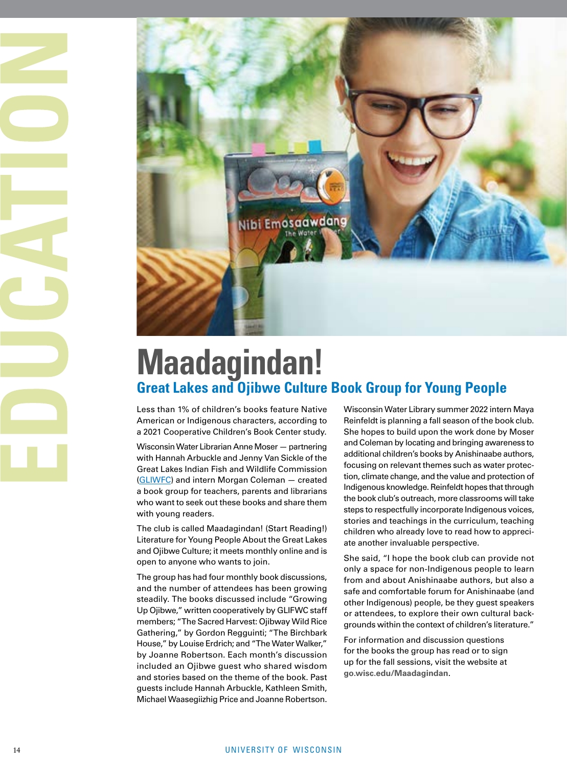# Maadagindan!

## Great Lakes and Ojibwe Culture Book Group for Young People

Less than 1% of children's books feature Native American or Indigenous characters, according to a 2021 Cooperative Children's Book Center study.

Wisconsin Water Librarian Anne Moser — partnering with Hannah Arbuckle and Jenny Van Sickle of the Great Lakes Indian Fish and Wildlife Commission (GLIFWC) and intern Morgan Coleman — created a book group for teachers, parents and librarians who want to seek out these books and share them with young readers.

The club is called Maadagindan! (Start Reading!) Literature for Young People About the Great Lakes and Ojibwe Culture; it meets monthly online and is open to anyone who wants to join.

The group has had four monthly book discussions, and the number of attendees has been growing steadily. The books discussed include "Growing Up Ojibwe," written cooperatively by GLIFWC staff members; "The Sacred Harvest: Ojibway Wild Rice Gathering," by Gordon Regguinti; "The Birchbark House," by Louise Erdrich; and "The Water Walker," by Joanne Robertson. Each month's discussion included an Ojibwe guest who shared wisdom and stories based on the theme of the book. Past guests include Hannah Arbuckle, Kathleen Smith, Michael Waasegiizhig Price and Joanne Robertson.

Wisconsin Water Library summer 2022 intern Maya Reinfeldt is planning a fall season of the book club. She hopes to build upon the work done by Moser and Coleman by locating and bringing awareness to additional children's books by Anishinaabe authors, focusing on relevant themes such as water protection, climate change, and the value and protection of Indigenous knowledge. Reinfeldt hopes that through the book club's outreach, more classrooms will take steps to respectfully incorporate Indigenous voices, stories and teachings in the curriculum, teaching children who already love to read how to appreciate another invaluable perspective.

She said, "I hope the book club can provide not only a space for non-Indigenous people to learn from and about Anishinaabe authors, but also a safe and comfortable forum for Anishinaabe (and other Indigenous) people, be they guest speakers or attendees, to explore their own cultural backgrounds within the context of children's literature."

For information and discussion questions for the books the group has read or to sign up for the fall sessions, visit the website at **go.wisc.edu/Maadagindan**.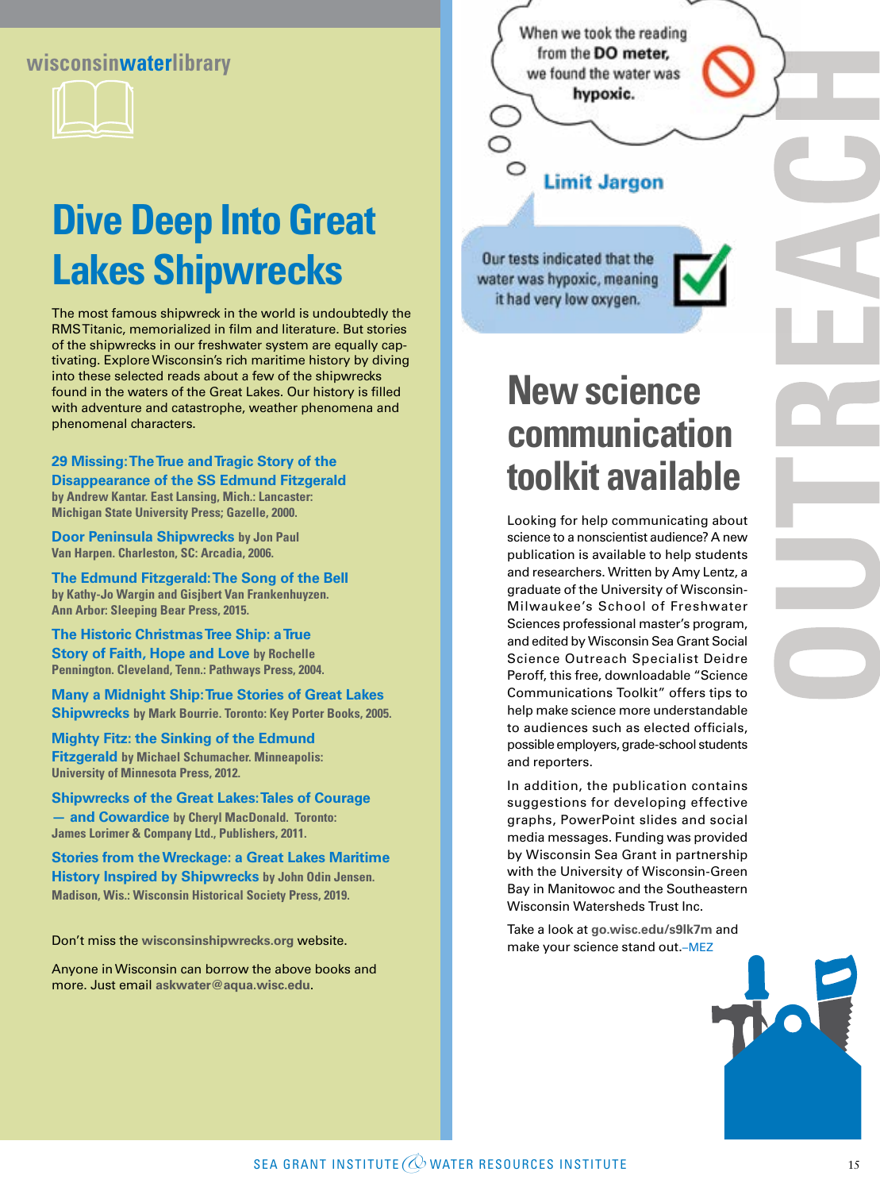wisconsinwaterlibrary

# Dive Deep Into Great Lakes Shipwrecks

The most famous shipwreck in the world is undoubtedly the RMS Titanic, memorialized in film and literature. But stories of the shipwrecks in our freshwater system are equally captivating. Explore Wisconsin's rich maritime history by diving into these selected reads about a few of the shipwrecks found in the waters of the Great Lakes. Our history is filled with adventure and catastrophe, weather phenomena and phenomenal characters.

**29 Missing: The True and Tragic Story of the Disappearance of the SS Edmund Fitzgerald** by Andrew Kantar. East Lansing, Mich.: Lancaster: Michigan State University Press; Gazelle, 2000.

**Door Peninsula Shipwrecks** by Jon Paul Van Harpen. Charleston, SC: Arcadia, 2006.

**The Edmund Fitzgerald: The Song of the Bell** by Kathy-Jo Wargin and Gisjbert Van Frankenhuyzen. Ann Arbor: Sleeping Bear Press, 2015.

**The Historic Christmas Tree Ship: a True Story of Faith, Hope and Love** by Rochelle Pennington. Cleveland, Tenn.: Pathways Press, 2004.

**Many a Midnight Ship: True Stories of Great Lakes Shipwrecks** by Mark Bourrie. Toronto: Key Porter Books, 2005.

**Mighty Fitz: the Sinking of the Edmund Fitzgerald** by Michael Schumacher. Minneapolis: University of Minnesota Press, 2012.

**Shipwrecks of the Great Lakes: Tales of Courage — and Cowardice** by Cheryl MacDonald. Toronto: James Lorimer & Company Ltd., Publishers, 2011.

**Stories from the Wreckage: a Great Lakes Maritime History Inspired by Shipwrecks** by John Odin Jensen. Madison, Wis.: Wisconsin Historical Society Press, 2019.

Don't miss the **wisconsinshipwrecks.org** website.

Anyone in Wisconsin can borrow the above books and more. Just email **askwater@aqua.wisc.edu**.

OUTREACH

When we took the reading from the **DO meter**, we found the water was **hypoxic.**

**Limit Jargon**

Our tests indicated that the water was hypoxic, meaning it had very low oxygen.

# New science communication toolkit available

Looking for help communicating about science to a nonscientist audience? A new publication is available to help students and researchers. Written by Amy Lentz, a graduate of the University of Wisconsin-Milwaukee's School of Freshwater Sciences professional master's program, and edited by Wisconsin Sea Grant Social Science Outreach Specialist Deidre Peroff, this free, downloadable "Science Communications Toolkit" offers tips to help make science more understandable to audiences such as elected officials, possible employers, grade-school students and reporters.

In addition, the publication contains suggestions for developing effective graphs, PowerPoint slides and social media messages. Funding was provided by Wisconsin Sea Grant in partnership with the University of Wisconsin-Green Bay in Manitowoc and the Southeastern Wisconsin Watersheds Trust Inc.

Take a look at **go.wisc.edu/s9lk7m** and make your science stand out.–MEZ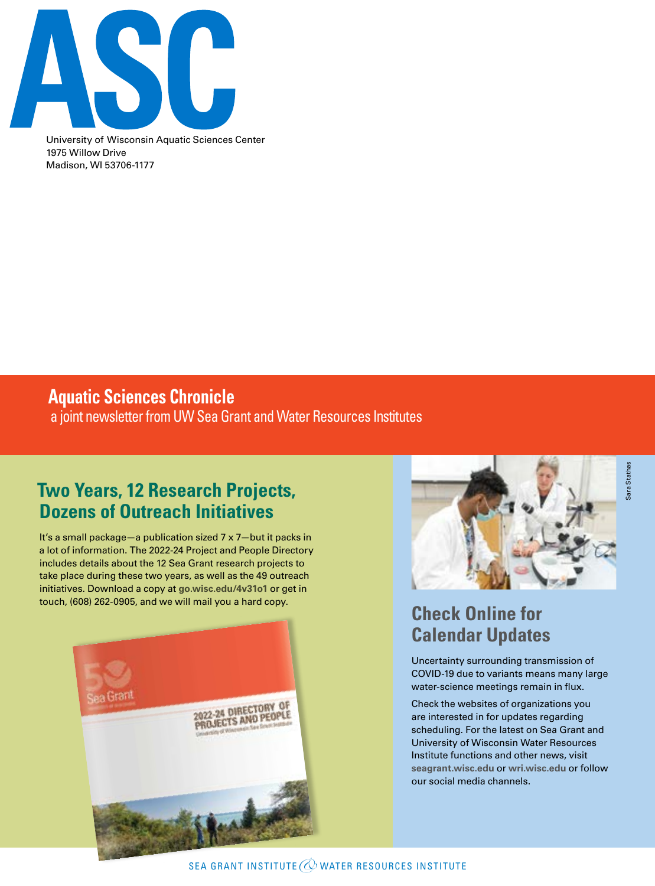# ASC

University of Wisconsin Aquatic Sciences Center
1975 Willow Drive
Madison, WI 53706-1177

## Aquatic Sciences Chronicle

a joint newsletter from UW Sea Grant and Water Resources Institutes

## Two Years, 12 Research Projects, Dozens of Outreach Initiatives

It's a small package—a publication sized 7 x 7—but it packs in a lot of information. The 2022-24 Project and People Directory includes details about the 12 Sea Grant research projects to take place during these two years, as well as the 49 outreach initiatives. Download a copy at **go.wisc.edu/4v31o1** or get in touch, (608) 262-0905, and we will mail you a hard copy.

Sara Stathas

## Check Online for Calendar Updates

Uncertainty surrounding transmission of COVID-19 due to variants means many large water-science meetings remain in flux.

Check the websites of organizations you are interested in for updates regarding scheduling. For the latest on Sea Grant and University of Wisconsin Water Resources Institute functions and other news, visit **seagrant.wisc.edu** or **wri.wisc.edu** or follow our social media channels.

SEA GRANT INSTITUTE & WATER RESOURCES INSTITUTE